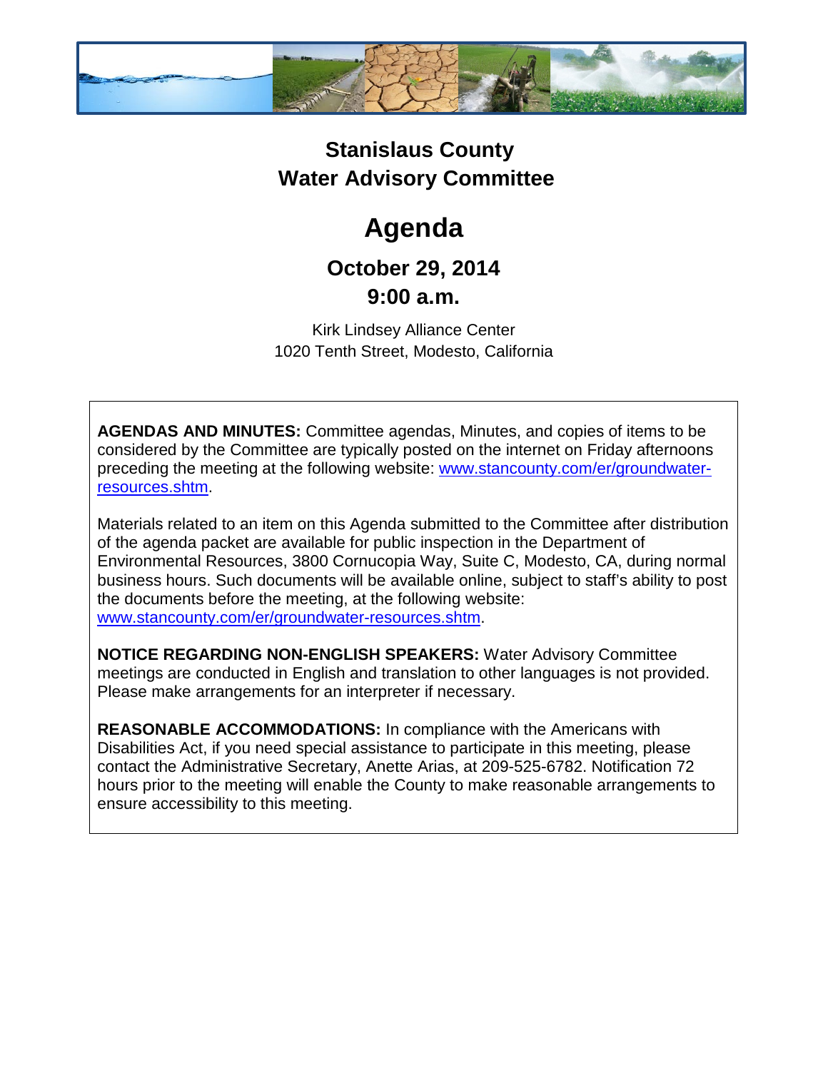# Stanislaus County
# Water Advisory Committee

# Agenda

## October 29, 2014
## 9:00 a.m.

Kirk Lindsey Alliance Center
1020 Tenth Street, Modesto, California

**AGENDAS AND MINUTES:** Committee agendas, Minutes, and copies of items to be considered by the Committee are typically posted on the internet on Friday afternoons preceding the meeting at the following website: [www.stancounty.com/er/groundwater-resources.shtm](http://www.stancounty.com/er/groundwater-resources.shtm).

Materials related to an item on this Agenda submitted to the Committee after distribution of the agenda packet are available for public inspection in the Department of Environmental Resources, 3800 Cornucopia Way, Suite C, Modesto, CA, during normal business hours. Such documents will be available online, subject to staff's ability to post the documents before the meeting, at the following website: [www.stancounty.com/er/groundwater-resources.shtm](http://www.stancounty.com/er/groundwater-resources.shtm).

**NOTICE REGARDING NON-ENGLISH SPEAKERS:** Water Advisory Committee meetings are conducted in English and translation to other languages is not provided. Please make arrangements for an interpreter if necessary.

**REASONABLE ACCOMMODATIONS:** In compliance with the Americans with Disabilities Act, if you need special assistance to participate in this meeting, please contact the Administrative Secretary, Anette Arias, at 209-525-6782. Notification 72 hours prior to the meeting will enable the County to make reasonable arrangements to ensure accessibility to this meeting.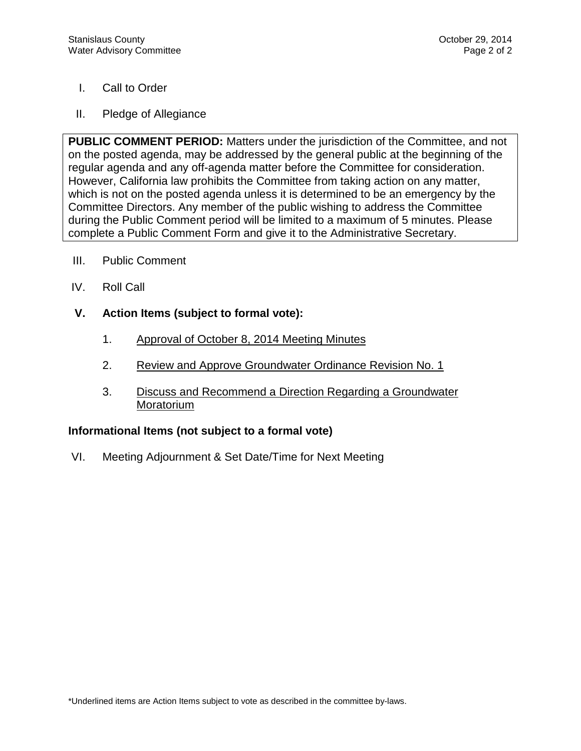I. Call to Order

II. Pledge of Allegiance

**PUBLIC COMMENT PERIOD:** Matters under the jurisdiction of the Committee, and not on the posted agenda, may be addressed by the general public at the beginning of the regular agenda and any off-agenda matter before the Committee for consideration. However, California law prohibits the Committee from taking action on any matter, which is not on the posted agenda unless it is determined to be an emergency by the Committee Directors. Any member of the public wishing to address the Committee during the Public Comment period will be limited to a maximum of 5 minutes. Please complete a Public Comment Form and give it to the Administrative Secretary.

III. Public Comment

IV. Roll Call

**V. Action Items (subject to formal vote):**

1. <u>Approval of October 8, 2014 Meeting Minutes</u>

2. <u>Review and Approve Groundwater Ordinance Revision No. 1</u>

3. <u>Discuss and Recommend a Direction Regarding a Groundwater Moratorium</u>

**Informational Items (not subject to a formal vote)**

VI. Meeting Adjournment & Set Date/Time for Next Meeting

*Underlined items are Action Items subject to vote as described in the committee by-laws.